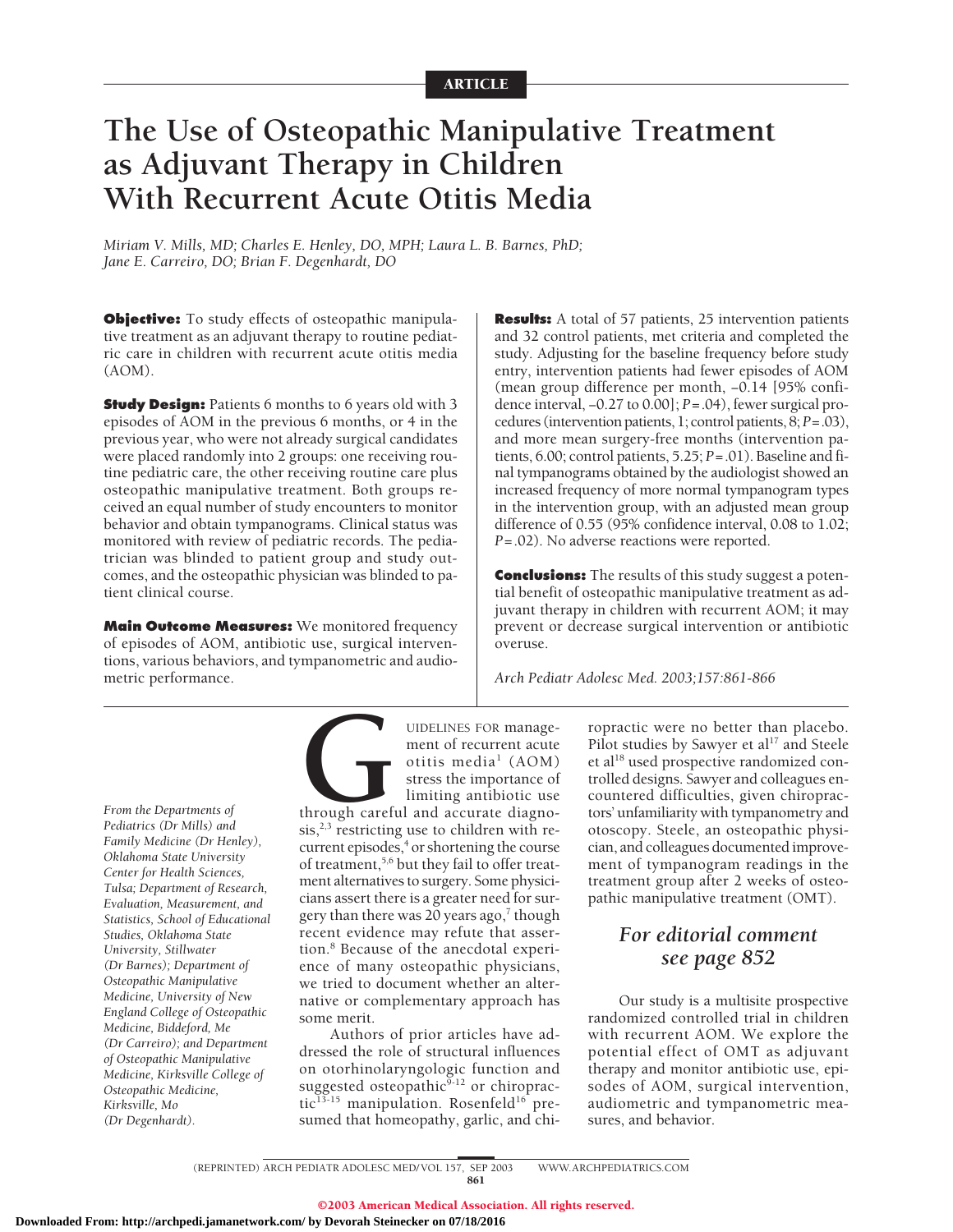ARTICLE

# The Use of Osteopathic Manipulative Treatment as Adjuvant Therapy in Children With Recurrent Acute Otitis Media

*Miriam V. Mills, MD; Charles E. Henley, DO, MPH; Laura L. B. Barnes, PhD; Jane E. Carreiro, DO; Brian F. Degenhardt, DO*

**Objective:** To study effects of osteopathic manipulative treatment as an adjuvant therapy to routine pediatric care in children with recurrent acute otitis media (AOM).

**Study Design:** Patients 6 months to 6 years old with 3 episodes of AOM in the previous 6 months, or 4 in the previous year, who were not already surgical candidates were placed randomly into 2 groups: one receiving routine pediatric care, the other receiving routine care plus osteopathic manipulative treatment. Both groups received an equal number of study encounters to monitor behavior and obtain tympanograms. Clinical status was monitored with review of pediatric records. The pediatrician was blinded to patient group and study outcomes, and the osteopathic physician was blinded to patient clinical course.

**Main Outcome Measures:** We monitored frequency of episodes of AOM, antibiotic use, surgical interventions, various behaviors, and tympanometric and audiometric performance.

**Results:** A total of 57 patients, 25 intervention patients and 32 control patients, met criteria and completed the study. Adjusting for the baseline frequency before study entry, intervention patients had fewer episodes of AOM (mean group difference per month, −0.14 [95% confidence interval, −0.27 to 0.00]; $P = .04$), fewer surgical procedures (intervention patients, 1; control patients, 8; $P = .03$), and more mean surgery-free months (intervention patients, 6.00; control patients, 5.25; $P = .01$). Baseline and final tympanograms obtained by the audiologist showed an increased frequency of more normal tympanogram types in the intervention group, with an adjusted mean group difference of 0.55 (95% confidence interval, 0.08 to 1.02; $P = .02$). No adverse reactions were reported.

**Conclusions:** The results of this study suggest a potential benefit of osteopathic manipulative treatment as adjuvant therapy in children with recurrent AOM; it may prevent or decrease surgical intervention or antibiotic overuse.

*Arch Pediatr Adolesc Med. 2003;157:861-866*

GUIDELINES FOR management of recurrent acute otitis media[1] (AOM) stress the importance of limiting antibiotic use through careful and accurate diagnosis,[2,3] restricting use to children with recurrent episodes,[4] or shortening the course of treatment,[5,6] but they fail to offer treatment alternatives to surgery. Some physicians assert there is a greater need for surgery than there was 20 years ago,[7] though recent evidence may refute that assertion.[8] Because of the anecdotal experience of many osteopathic physicians, we tried to document whether an alternative or complementary approach has some merit.

Authors of prior articles have addressed the role of structural influences on otorhinolaryngologic function and suggested osteopathic[9-12] or chiropractic[13-15] manipulation. Rosenfeld[16] presumed that homeopathy, garlic, and chiropractic were no better than placebo. Pilot studies by Sawyer et al[17] and Steele et al[18] used prospective randomized controlled designs. Sawyer and colleagues encountered difficulties, given chiropractors' unfamiliarity with tympanometry and otoscopy. Steele, an osteopathic physician, and colleagues documented improvement of tympanogram readings in the treatment group after 2 weeks of osteopathic manipulative treatment (OMT).

*For editorial comment see page 852*

Our study is a multisite prospective randomized controlled trial in children with recurrent AOM. We explore the potential effect of OMT as adjuvant therapy and monitor antibiotic use, episodes of AOM, surgical intervention, audiometric and tympanometric measures, and behavior.

*From the Departments of Pediatrics (Dr Mills) and Family Medicine (Dr Henley), Oklahoma State University Center for Health Sciences, Tulsa; Department of Research, Evaluation, Measurement, and Statistics, School of Educational Studies, Oklahoma State University, Stillwater (Dr Barnes); Department of Osteopathic Manipulative Medicine, University of New England College of Osteopathic Medicine, Biddeford, Me (Dr Carreiro); and Department of Osteopathic Manipulative Medicine, Kirksville College of Osteopathic Medicine, Kirksville, Mo (Dr Degenhardt).*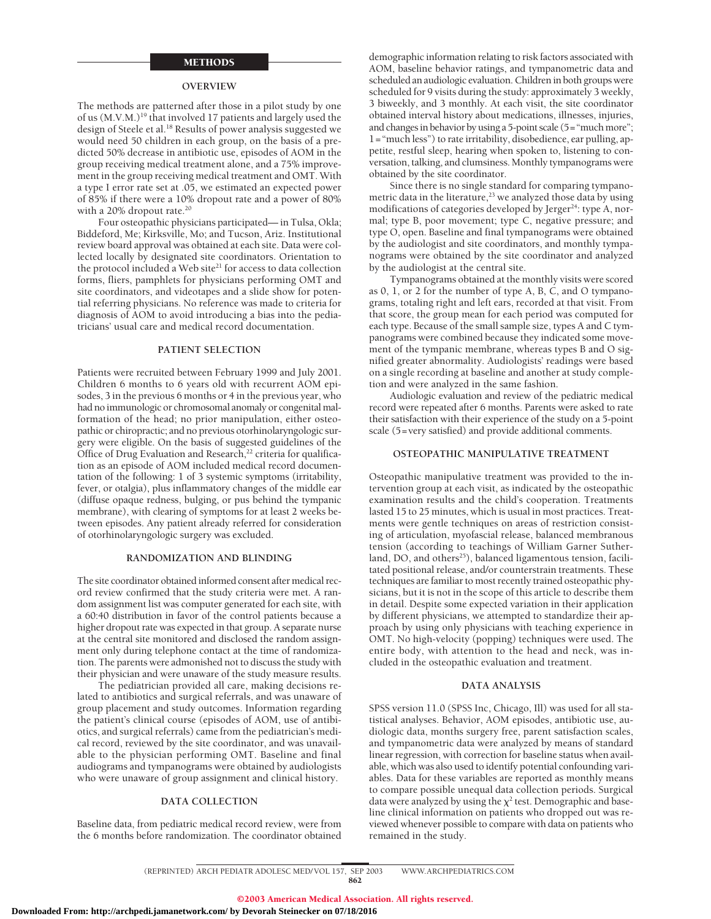## METHODS

### OVERVIEW

The methods are patterned after those in a pilot study by one of us (M.V.M.)[19] that involved 17 patients and largely used the design of Steele et al.[18] Results of power analysis suggested we would need 50 children in each group, on the basis of a predicted 50% decrease in antibiotic use, episodes of AOM in the group receiving medical treatment alone, and a 75% improvement in the group receiving medical treatment and OMT. With a type I error rate set at .05, we estimated an expected power of 85% if there were a 10% dropout rate and a power of 80% with a 20% dropout rate.[20]

Four osteopathic physicians participated—in Tulsa, Okla; Biddeford, Me; Kirksville, Mo; and Tucson, Ariz. Institutional review board approval was obtained at each site. Data were collected locally by designated site coordinators. Orientation to the protocol included a Web site[21] for access to data collection forms, fliers, pamphlets for physicians performing OMT and site coordinators, and videotapes and a slide show for potential referring physicians. No reference was made to criteria for diagnosis of AOM to avoid introducing a bias into the pediatricians' usual care and medical record documentation.

### PATIENT SELECTION

Patients were recruited between February 1999 and July 2001. Children 6 months to 6 years old with recurrent AOM episodes, 3 in the previous 6 months or 4 in the previous year, who had no immunologic or chromosomal anomaly or congenital malformation of the head; no prior manipulation, either osteopathic or chiropractic; and no previous otorhinolaryngologic surgery were eligible. On the basis of suggested guidelines of the Office of Drug Evaluation and Research,[22] criteria for qualification as an episode of AOM included medical record documentation of the following: 1 of 3 systemic symptoms (irritability, fever, or otalgia), plus inflammatory changes of the middle ear (diffuse opaque redness, bulging, or pus behind the tympanic membrane), with clearing of symptoms for at least 2 weeks between episodes. Any patient already referred for consideration of otorhinolaryngologic surgery was excluded.

### RANDOMIZATION AND BLINDING

The site coordinator obtained informed consent after medical record review confirmed that the study criteria were met. A random assignment list was computer generated for each site, with a 60:40 distribution in favor of the control patients because a higher dropout rate was expected in that group. A separate nurse at the central site monitored and disclosed the random assignment only during telephone contact at the time of randomization. The parents were admonished not to discuss the study with their physician and were unaware of the study measure results.

The pediatrician provided all care, making decisions related to antibiotics and surgical referrals, and was unaware of group placement and study outcomes. Information regarding the patient's clinical course (episodes of AOM, use of antibiotics, and surgical referrals) came from the pediatrician's medical record, reviewed by the site coordinator, and was unavailable to the physician performing OMT. Baseline and final audiograms and tympanograms were obtained by audiologists who were unaware of group assignment and clinical history.

### DATA COLLECTION

Baseline data, from pediatric medical record review, were from the 6 months before randomization. The coordinator obtained demographic information relating to risk factors associated with AOM, baseline behavior ratings, and tympanometric data and scheduled an audiologic evaluation. Children in both groups were scheduled for 9 visits during the study: approximately 3 weekly, 3 biweekly, and 3 monthly. At each visit, the site coordinator obtained interval history about medications, illnesses, injuries, and changes in behavior by using a 5-point scale (5="much more"; 1="much less") to rate irritability, disobedience, ear pulling, appetite, restful sleep, hearing when spoken to, listening to conversation, talking, and clumsiness. Monthly tympanograms were obtained by the site coordinator.

Since there is no single standard for comparing tympanometric data in the literature,[23] we analyzed those data by using modifications of categories developed by Jerger[24]: type A, normal; type B, poor movement; type C, negative pressure; and type O, open. Baseline and final tympanograms were obtained by the audiologist and site coordinators, and monthly tympanograms were obtained by the site coordinator and analyzed by the audiologist at the central site.

Tympanograms obtained at the monthly visits were scored as 0, 1, or 2 for the number of type A, B, C, and O tympanograms, totaling right and left ears, recorded at that visit. From that score, the group mean for each period was computed for each type. Because of the small sample size, types A and C tympanograms were combined because they indicated some movement of the tympanic membrane, whereas types B and O signified greater abnormality. Audiologists' readings were based on a single recording at baseline and another at study completion and were analyzed in the same fashion.

Audiologic evaluation and review of the pediatric medical record were repeated after 6 months. Parents were asked to rate their satisfaction with their experience of the study on a 5-point scale (5=very satisfied) and provide additional comments.

### OSTEOPATHIC MANIPULATIVE TREATMENT

Osteopathic manipulative treatment was provided to the intervention group at each visit, as indicated by the osteopathic examination results and the child's cooperation. Treatments lasted 15 to 25 minutes, which is usual in most practices. Treatments were gentle techniques on areas of restriction consisting of articulation, myofascial release, balanced membranous tension (according to teachings of William Garner Sutherland, DO, and others[25]), balanced ligamentous tension, facilitated positional release, and/or counterstrain treatments. These techniques are familiar to most recently trained osteopathic physicians, but it is not in the scope of this article to describe them in detail. Despite some expected variation in their application by different physicians, we attempted to standardize their approach by using only physicians with teaching experience in OMT. No high-velocity (popping) techniques were used. The entire body, with attention to the head and neck, was included in the osteopathic evaluation and treatment.

### DATA ANALYSIS

SPSS version 11.0 (SPSS Inc, Chicago, Ill) was used for all statistical analyses. Behavior, AOM episodes, antibiotic use, audiologic data, months surgery free, parent satisfaction scales, and tympanometric data were analyzed by means of standard linear regression, with correction for baseline status when available, which was also used to identify potential confounding variables. Data for these variables are reported as monthly means to compare possible unequal data collection periods. Surgical data were analyzed by using the $\chi^2$ test. Demographic and baseline clinical information on patients who dropped out was reviewed whenever possible to compare with data on patients who remained in the study.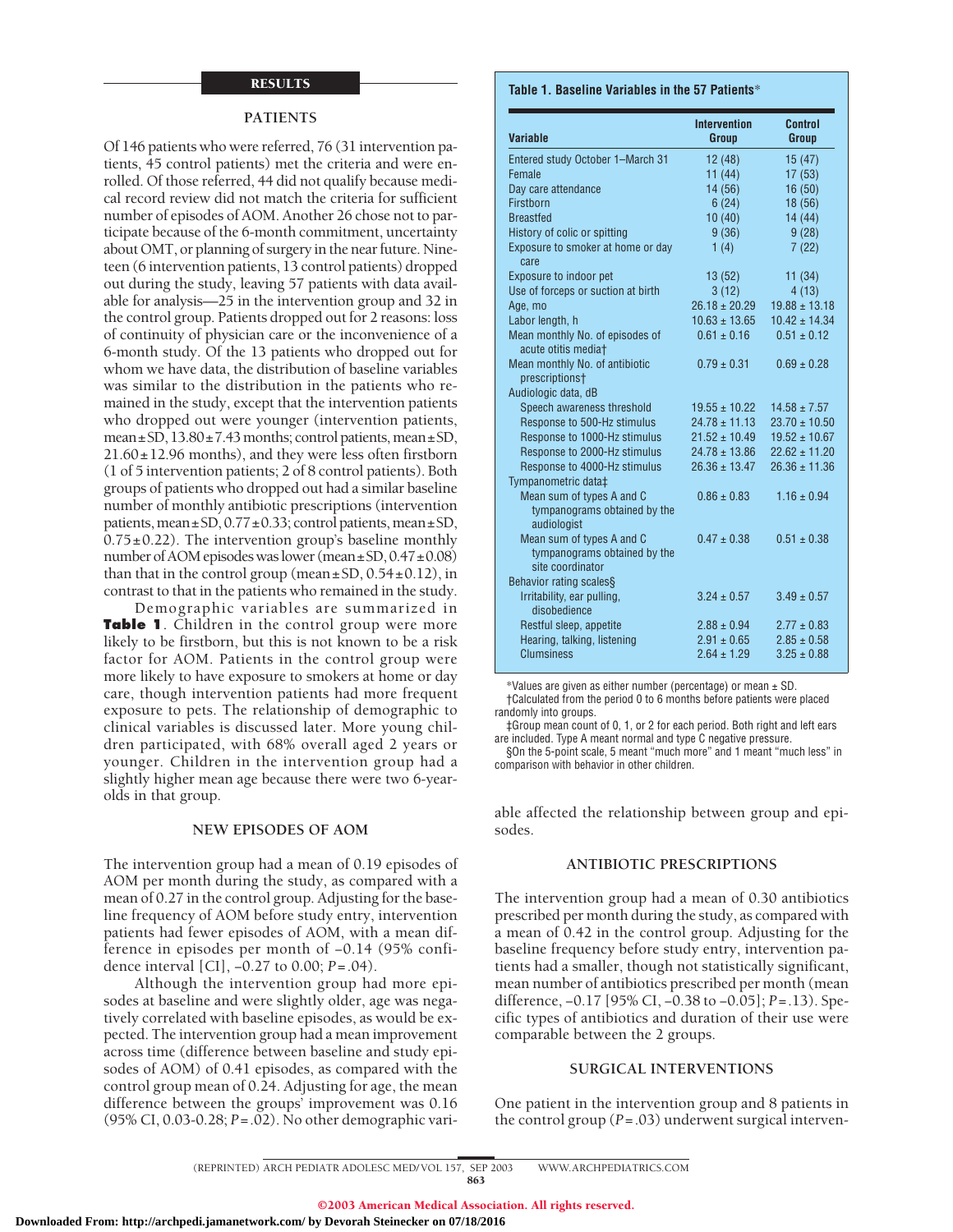## RESULTS

### PATIENTS

Of 146 patients who were referred, 76 (31 intervention patients, 45 control patients) met the criteria and were enrolled. Of those referred, 44 did not qualify because medical record review did not match the criteria for sufficient number of episodes of AOM. Another 26 chose not to participate because of the 6-month commitment, uncertainty about OMT, or planning of surgery in the near future. Nineteen (6 intervention patients, 13 control patients) dropped out during the study, leaving 57 patients with data available for analysis—25 in the intervention group and 32 in the control group. Patients dropped out for 2 reasons: loss of continuity of physician care or the inconvenience of a 6-month study. Of the 13 patients who dropped out for whom we have data, the distribution of baseline variables was similar to the distribution in the patients who remained in the study, except that the intervention patients who dropped out were younger (intervention patients, mean±SD, 13.80±7.43 months; control patients, mean±SD, 21.60±12.96 months), and they were less often firstborn (1 of 5 intervention patients; 2 of 8 control patients). Both groups of patients who dropped out had a similar baseline number of monthly antibiotic prescriptions (intervention patients, mean±SD, 0.77±0.33; control patients, mean±SD, 0.75±0.22). The intervention group's baseline monthly number of AOM episodes was lower (mean±SD, 0.47±0.08) than that in the control group (mean±SD, 0.54±0.12), in contrast to that in the patients who remained in the study.

Demographic variables are summarized in **Table 1**. Children in the control group were more likely to be firstborn, but this is not known to be a risk factor for AOM. Patients in the control group were more likely to have exposure to smokers at home or day care, though intervention patients had more frequent exposure to pets. The relationship of demographic to clinical variables is discussed later. More young children participated, with 68% overall aged 2 years or younger. Children in the intervention group had a slightly higher mean age because there were two 6-year-olds in that group.

**Table 1. Baseline Variables in the 57 Patients***

| Variable | Intervention Group | Control Group |
|---|---|---|
| Entered study October 1–March 31 | 12 (48) | 15 (47) |
| Female | 11 (44) | 17 (53) |
| Day care attendance | 14 (56) | 16 (50) |
| Firstborn | 6 (24) | 18 (56) |
| Breastfed | 10 (40) | 14 (44) |
| History of colic or spitting | 9 (36) | 9 (28) |
| Exposure to smoker at home or day care | 1 (4) | 7 (22) |
| Exposure to indoor pet | 13 (52) | 11 (34) |
| Use of forceps or suction at birth | 3 (12) | 4 (13) |
| Age, mo | 26.18 ± 20.29 | 19.88 ± 13.18 |
| Labor length, h | 10.63 ± 13.65 | 10.42 ± 14.34 |
| Mean monthly No. of episodes of acute otitis media† | 0.61 ± 0.16 | 0.51 ± 0.12 |
| Mean monthly No. of antibiotic prescriptions† | 0.79 ± 0.31 | 0.69 ± 0.28 |
| Audiologic data, dB | | |
| Speech awareness threshold | 19.55 ± 10.22 | 14.58 ± 7.57 |
| Response to 500-Hz stimulus | 24.78 ± 11.13 | 23.70 ± 10.50 |
| Response to 1000-Hz stimulus | 21.52 ± 10.49 | 19.52 ± 10.67 |
| Response to 2000-Hz stimulus | 24.78 ± 13.86 | 22.62 ± 11.20 |
| Response to 4000-Hz stimulus | 26.36 ± 13.47 | 26.36 ± 11.36 |
| Tympanometric data‡ | | |
| Mean sum of types A and C tympanograms obtained by the audiologist | 0.86 ± 0.83 | 1.16 ± 0.94 |
| Mean sum of types A and C tympanograms obtained by the site coordinator | 0.47 ± 0.38 | 0.51 ± 0.38 |
| Behavior rating scales§ | | |
| Irritability, ear pulling, disobedience | 3.24 ± 0.57 | 3.49 ± 0.57 |
| Restful sleep, appetite | 2.88 ± 0.94 | 2.77 ± 0.83 |
| Hearing, talking, listening | 2.91 ± 0.65 | 2.85 ± 0.58 |
| Clumsiness | 2.64 ± 1.29 | 3.25 ± 0.88 |

*Values are given as either number (percentage) or mean ± SD.
†Calculated from the period 0 to 6 months before patients were placed randomly into groups.
‡Group mean count of 0, 1, or 2 for each period. Both right and left ears are included. Type A meant normal and type C negative pressure.
§On the 5-point scale, 5 meant "much more" and 1 meant "much less" in comparison with behavior in other children.

### NEW EPISODES OF AOM

The intervention group had a mean of 0.19 episodes of AOM per month during the study, as compared with a mean of 0.27 in the control group. Adjusting for the baseline frequency of AOM before study entry, intervention patients had fewer episodes of AOM, with a mean difference in episodes per month of −0.14 (95% confidence interval [CI], −0.27 to 0.00; *P*=.04).

Although the intervention group had more episodes at baseline and were slightly older, age was negatively correlated with baseline episodes, as would be expected. The intervention group had a mean improvement across time (difference between baseline and study episodes of AOM) of 0.41 episodes, as compared with the control group mean of 0.24. Adjusting for age, the mean difference between the groups' improvement was 0.16 (95% CI, 0.03-0.28; *P*=.02). No other demographic variable affected the relationship between group and episodes.

### ANTIBIOTIC PRESCRIPTIONS

The intervention group had a mean of 0.30 antibiotics prescribed per month during the study, as compared with a mean of 0.42 in the control group. Adjusting for the baseline frequency before study entry, intervention patients had a smaller, though not statistically significant, mean number of antibiotics prescribed per month (mean difference, −0.17 [95% CI, −0.38 to −0.05]; *P*=.13). Specific types of antibiotics and duration of their use were comparable between the 2 groups.

### SURGICAL INTERVENTIONS

One patient in the intervention group and 8 patients in the control group (*P*=.03) underwent surgical interven-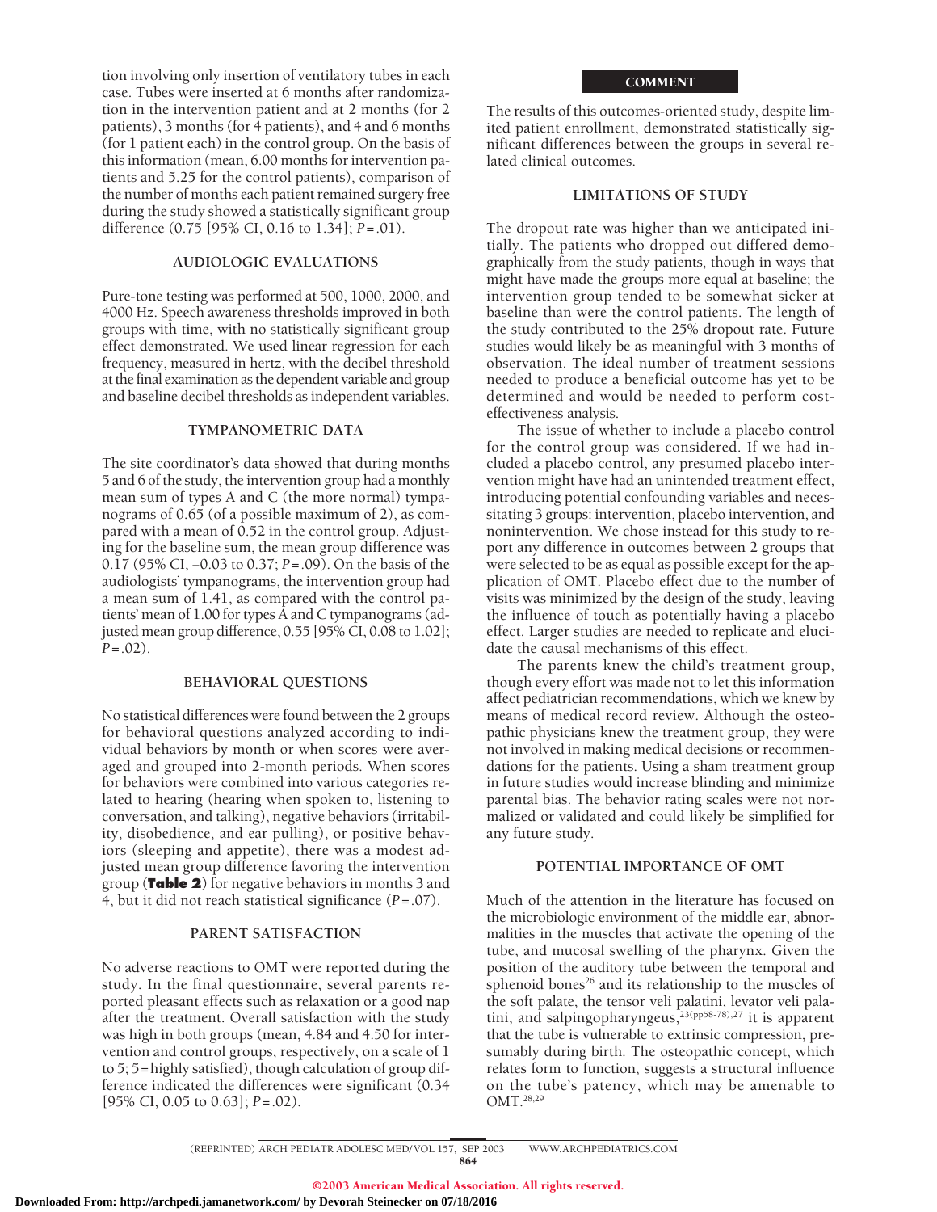tion involving only insertion of ventilatory tubes in each case. Tubes were inserted at 6 months after randomization in the intervention patient and at 2 months (for 2 patients), 3 months (for 4 patients), and 4 and 6 months (for 1 patient each) in the control group. On the basis of this information (mean, 6.00 months for intervention patients and 5.25 for the control patients), comparison of the number of months each patient remained surgery free during the study showed a statistically significant group difference (0.75 [95% CI, 0.16 to 1.34]; $P = .01$).

### AUDIOLOGIC EVALUATIONS

Pure-tone testing was performed at 500, 1000, 2000, and 4000 Hz. Speech awareness thresholds improved in both groups with time, with no statistically significant group effect demonstrated. We used linear regression for each frequency, measured in hertz, with the decibel threshold at the final examination as the dependent variable and group and baseline decibel thresholds as independent variables.

### TYMPANOMETRIC DATA

The site coordinator's data showed that during months 5 and 6 of the study, the intervention group had a monthly mean sum of types A and C (the more normal) tympanograms of 0.65 (of a possible maximum of 2), as compared with a mean of 0.52 in the control group. Adjusting for the baseline sum, the mean group difference was 0.17 (95% CI, −0.03 to 0.37; $P = .09$). On the basis of the audiologists' tympanograms, the intervention group had a mean sum of 1.41, as compared with the control patients' mean of 1.00 for types A and C tympanograms (adjusted mean group difference, 0.55 [95% CI, 0.08 to 1.02]; $P = .02$).

### BEHAVIORAL QUESTIONS

No statistical differences were found between the 2 groups for behavioral questions analyzed according to individual behaviors by month or when scores were averaged and grouped into 2-month periods. When scores for behaviors were combined into various categories related to hearing (hearing when spoken to, listening to conversation, and talking), negative behaviors (irritability, disobedience, and ear pulling), or positive behaviors (sleeping and appetite), there was a modest adjusted mean group difference favoring the intervention group (**Table 2**) for negative behaviors in months 3 and 4, but it did not reach statistical significance ($P = .07$).

### PARENT SATISFACTION

No adverse reactions to OMT were reported during the study. In the final questionnaire, several parents reported pleasant effects such as relaxation or a good nap after the treatment. Overall satisfaction with the study was high in both groups (mean, 4.84 and 4.50 for intervention and control groups, respectively, on a scale of 1 to 5; 5 = highly satisfied), though calculation of group difference indicated the differences were significant (0.34 [95% CI, 0.05 to 0.63]; $P = .02$).

## COMMENT

The results of this outcomes-oriented study, despite limited patient enrollment, demonstrated statistically significant differences between the groups in several related clinical outcomes.

### LIMITATIONS OF STUDY

The dropout rate was higher than we anticipated initially. The patients who dropped out differed demographically from the study patients, though in ways that might have made the groups more equal at baseline; the intervention group tended to be somewhat sicker at baseline than were the control patients. The length of the study contributed to the 25% dropout rate. Future studies would likely be as meaningful with 3 months of observation. The ideal number of treatment sessions needed to produce a beneficial outcome has yet to be determined and would be needed to perform cost-effectiveness analysis.

The issue of whether to include a placebo control for the control group was considered. If we had included a placebo control, any presumed placebo intervention might have had an unintended treatment effect, introducing potential confounding variables and necessitating 3 groups: intervention, placebo intervention, and nonintervention. We chose instead for this study to report any difference in outcomes between 2 groups that were selected to be as equal as possible except for the application of OMT. Placebo effect due to the number of visits was minimized by the design of the study, leaving the influence of touch as potentially having a placebo effect. Larger studies are needed to replicate and elucidate the causal mechanisms of this effect.

The parents knew the child's treatment group, though every effort was made not to let this information affect pediatrician recommendations, which we knew by means of medical record review. Although the osteopathic physicians knew the treatment group, they were not involved in making medical decisions or recommendations for the patients. Using a sham treatment group in future studies would increase blinding and minimize parental bias. The behavior rating scales were not normalized or validated and could likely be simplified for any future study.

### POTENTIAL IMPORTANCE OF OMT

Much of the attention in the literature has focused on the microbiologic environment of the middle ear, abnormalities in the muscles that activate the opening of the tube, and mucosal swelling of the pharynx. Given the position of the auditory tube between the temporal and sphenoid bones[26] and its relationship to the muscles of the soft palate, the tensor veli palatini, levator veli palatini, and salpingopharyngeus,[23(pp58-78),27] it is apparent that the tube is vulnerable to extrinsic compression, presumably during birth. The osteopathic concept, which relates form to function, suggests a structural influence on the tube's patency, which may be amenable to OMT.[28,29]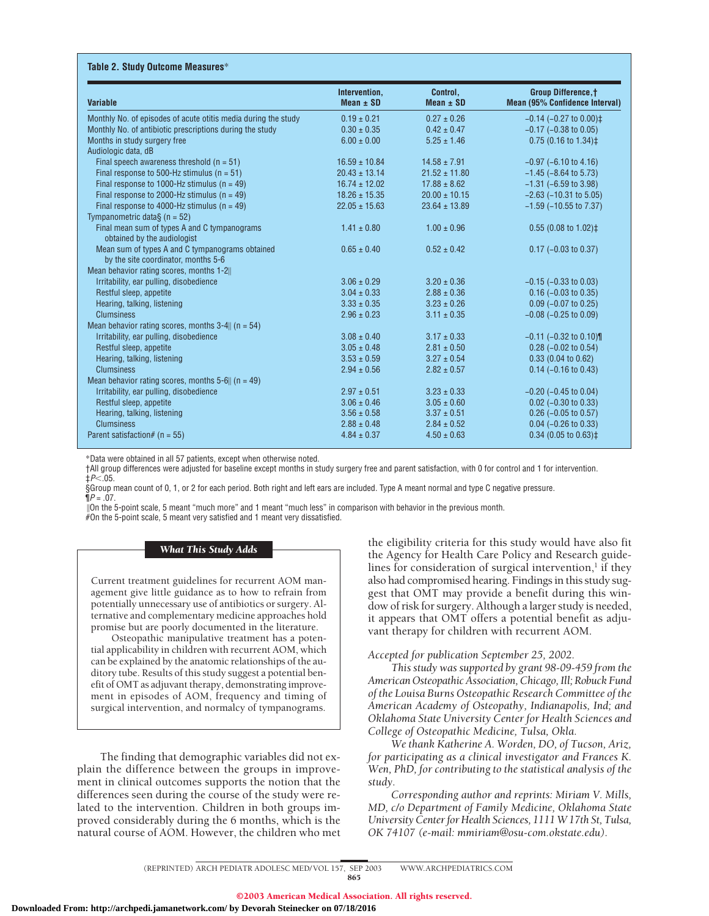**Table 2. Study Outcome Measures***

| Variable | Intervention, Mean ± SD | Control, Mean ± SD | Group Difference,† Mean (95% Confidence Interval) |
|---|---|---|---|
| Monthly No. of episodes of acute otitis media during the study | 0.19 ± 0.21 | 0.27 ± 0.26 | −0.14 (−0.27 to 0.00)‡ |
| Monthly No. of antibiotic prescriptions during the study | 0.30 ± 0.35 | 0.42 ± 0.47 | −0.17 (−0.38 to 0.05) |
| Months in study surgery free | 6.00 ± 0.00 | 5.25 ± 1.46 | 0.75 (0.16 to 1.34)‡ |
| Audiologic data, dB | | | |
| Final speech awareness threshold (n = 51) | 16.59 ± 10.84 | 14.58 ± 7.91 | −0.97 (−6.10 to 4.16) |
| Final response to 500-Hz stimulus (n = 51) | 20.43 ± 13.14 | 21.52 ± 11.80 | −1.45 (−8.64 to 5.73) |
| Final response to 1000-Hz stimulus (n = 49) | 16.74 ± 12.02 | 17.88 ± 8.62 | −1.31 (−6.59 to 3.98) |
| Final response to 2000-Hz stimulus (n = 49) | 18.26 ± 15.35 | 20.00 ± 10.15 | −2.63 (−10.31 to 5.05) |
| Final response to 4000-Hz stimulus (n = 49) | 22.05 ± 15.63 | 23.64 ± 13.89 | −1.59 (−10.55 to 7.37) |
| Tympanometric data§ (n = 52) | | | |
| Final mean sum of types A and C tympanograms obtained by the audiologist | 1.41 ± 0.80 | 1.00 ± 0.96 | 0.55 (0.08 to 1.02)‡ |
| Mean sum of types A and C tympanograms obtained by the site coordinator, months 5-6 | 0.65 ± 0.40 | 0.52 ± 0.42 | 0.17 (−0.03 to 0.37) |
| Mean behavior rating scores, months 1-2‖ | | | |
| Irritability, ear pulling, disobedience | 3.06 ± 0.29 | 3.20 ± 0.36 | −0.15 (−0.33 to 0.03) |
| Restful sleep, appetite | 3.04 ± 0.33 | 2.88 ± 0.36 | 0.16 (−0.03 to 0.35) |
| Hearing, talking, listening | 3.33 ± 0.35 | 3.23 ± 0.26 | 0.09 (−0.07 to 0.25) |
| Clumsiness | 2.96 ± 0.23 | 3.11 ± 0.35 | −0.08 (−0.25 to 0.09) |
| Mean behavior rating scores, months 3-4‖ (n = 54) | | | |
| Irritability, ear pulling, disobedience | 3.08 ± 0.40 | 3.17 ± 0.33 | −0.11 (−0.32 to 0.10)¶ |
| Restful sleep, appetite | 3.05 ± 0.48 | 2.81 ± 0.50 | 0.28 (−0.02 to 0.54) |
| Hearing, talking, listening | 3.53 ± 0.59 | 3.27 ± 0.54 | 0.33 (0.04 to 0.62) |
| Clumsiness | 2.94 ± 0.56 | 2.82 ± 0.57 | 0.14 (−0.16 to 0.43) |
| Mean behavior rating scores, months 5-6‖ (n = 49) | | | |
| Irritability, ear pulling, disobedience | 2.97 ± 0.51 | 3.23 ± 0.33 | −0.20 (−0.45 to 0.04) |
| Restful sleep, appetite | 3.06 ± 0.46 | 3.05 ± 0.60 | 0.02 (−0.30 to 0.33) |
| Hearing, talking, listening | 3.56 ± 0.58 | 3.37 ± 0.51 | 0.26 (−0.05 to 0.57) |
| Clumsiness | 2.88 ± 0.48 | 2.84 ± 0.52 | 0.04 (−0.26 to 0.33) |
| Parent satisfaction# (n = 55) | 4.84 ± 0.37 | 4.50 ± 0.63 | 0.34 (0.05 to 0.63)‡ |

*Data were obtained in all 57 patients, except when otherwise noted.
†All group differences were adjusted for baseline except months in study surgery free and parent satisfaction, with 0 for control and 1 for intervention.
‡$P < .05$.
§Group mean count of 0, 1, or 2 for each period. Both right and left ears are included. Type A meant normal and type C negative pressure.
¶$P = .07$.
‖On the 5-point scale, 5 meant "much more" and 1 meant "much less" in comparison with behavior in the previous month.
#On the 5-point scale, 5 meant very satisfied and 1 meant very dissatisfied.

### *What This Study Adds*

Current treatment guidelines for recurrent AOM management give little guidance as to how to refrain from potentially unnecessary use of antibiotics or surgery. Alternative and complementary medicine approaches hold promise but are poorly documented in the literature.

Osteopathic manipulative treatment has a potential applicability in children with recurrent AOM, which can be explained by the anatomic relationships of the auditory tube. Results of this study suggest a potential benefit of OMT as adjuvant therapy, demonstrating improvement in episodes of AOM, frequency and timing of surgical intervention, and normalcy of tympanograms.

The finding that demographic variables did not explain the difference between the groups in improvement in clinical outcomes supports the notion that the differences seen during the course of the study were related to the intervention. Children in both groups improved considerably during the 6 months, which is the natural course of AOM. However, the children who met the eligibility criteria for this study would have also fit the Agency for Health Care Policy and Research guidelines for consideration of surgical intervention,[1] if they also had compromised hearing. Findings in this study suggest that OMT may provide a benefit during this window of risk for surgery. Although a larger study is needed, it appears that OMT offers a potential benefit as adjuvant therapy for children with recurrent AOM.

*Accepted for publication September 25, 2002.*

*This study was supported by grant 98-09-459 from the American Osteopathic Association, Chicago, Ill; Robuck Fund of the Louisa Burns Osteopathic Research Committee of the American Academy of Osteopathy, Indianapolis, Ind; and Oklahoma State University Center for Health Sciences and College of Osteopathic Medicine, Tulsa, Okla.*

*We thank Katherine A. Worden, DO, of Tucson, Ariz, for participating as a clinical investigator and Frances K. Wen, PhD, for contributing to the statistical analysis of the study.*

*Corresponding author and reprints: Miriam V. Mills, MD, c/o Department of Family Medicine, Oklahoma State University Center for Health Sciences, 1111 W 17th St, Tulsa, OK 74107 (e-mail: mmiriam@osu-com.okstate.edu).*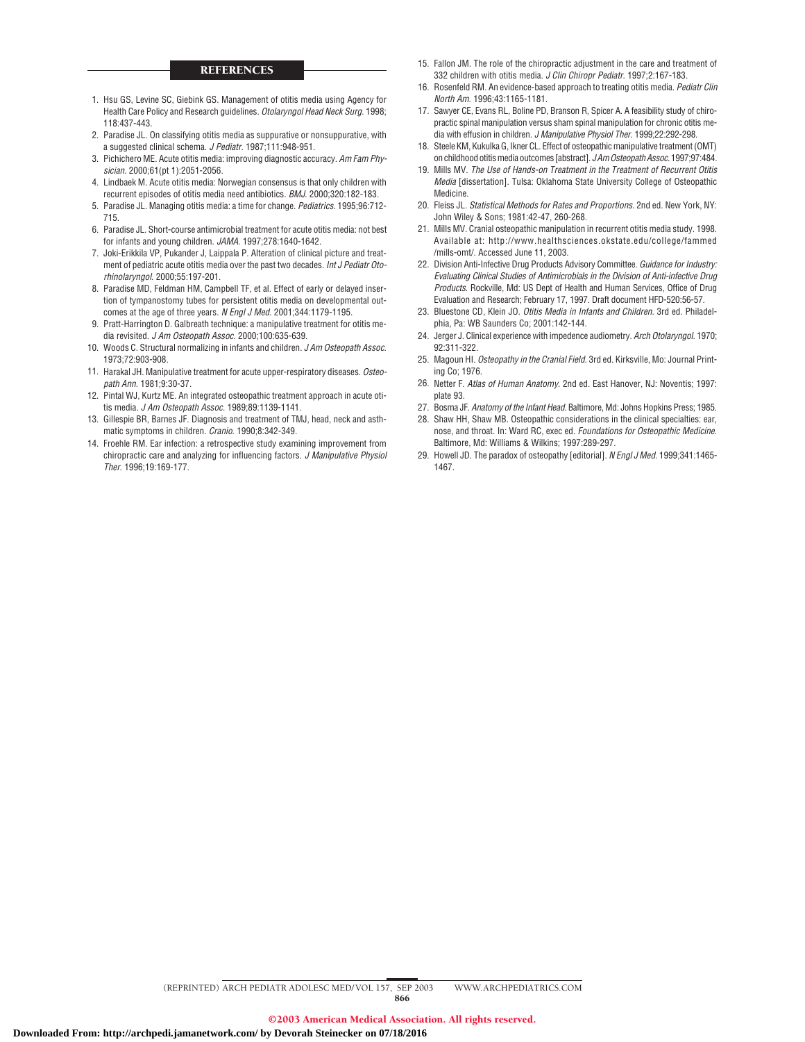## REFERENCES

1. Hsu GS, Levine SC, Giebink GS. Management of otitis media using Agency for Health Care Policy and Research guidelines. *Otolaryngol Head Neck Surg*. 1998; 118:437-443.
2. Paradise JL. On classifying otitis media as suppurative or nonsuppurative, with a suggested clinical schema. *J Pediatr*. 1987;111:948-951.
3. Pichichero ME. Acute otitis media: improving diagnostic accuracy. *Am Fam Physician*. 2000;61(pt 1):2051-2056.
4. Lindbaek M. Acute otitis media: Norwegian consensus is that only children with recurrent episodes of otitis media need antibiotics. *BMJ*. 2000;320:182-183.
5. Paradise JL. Managing otitis media: a time for change. *Pediatrics*. 1995;96:712-715.
6. Paradise JL. Short-course antimicrobial treatment for acute otitis media: not best for infants and young children. *JAMA*. 1997;278:1640-1642.
7. Joki-Erikkila VP, Pukander J, Laippala P. Alteration of clinical picture and treatment of pediatric acute otitis media over the past two decades. *Int J Pediatr Otorhinolaryngol*. 2000;55:197-201.
8. Paradise MD, Feldman HM, Campbell TF, et al. Effect of early or delayed insertion of tympanostomy tubes for persistent otitis media on developmental outcomes at the age of three years. *N Engl J Med*. 2001;344:1179-1195.
9. Pratt-Harrington D. Galbreath technique: a manipulative treatment for otitis media revisited. *J Am Osteopath Assoc*. 2000;100:635-639.
10. Woods C. Structural normalizing in infants and children. *J Am Osteopath Assoc*. 1973;72:903-908.
11. Harakal JH. Manipulative treatment for acute upper-respiratory diseases. *Osteopath Ann*. 1981;9:30-37.
12. Pintal WJ, Kurtz ME. An integrated osteopathic treatment approach in acute otitis media. *J Am Osteopath Assoc*. 1989;89:1139-1141.
13. Gillespie BR, Barnes JF. Diagnosis and treatment of TMJ, head, neck and asthmatic symptoms in children. *Cranio*. 1990;8:342-349.
14. Froehle RM. Ear infection: a retrospective study examining improvement from chiropractic care and analyzing for influencing factors. *J Manipulative Physiol Ther*. 1996;19:169-177.
15. Fallon JM. The role of the chiropractic adjustment in the care and treatment of 332 children with otitis media. *J Clin Chiropr Pediatr*. 1997;2:167-183.
16. Rosenfeld RM. An evidence-based approach to treating otitis media. *Pediatr Clin North Am*. 1996;43:1165-1181.
17. Sawyer CE, Evans RL, Boline PD, Branson R, Spicer A. A feasibility study of chiropractic spinal manipulation versus sham spinal manipulation for chronic otitis media with effusion in children. *J Manipulative Physiol Ther*. 1999;22:292-298.
18. Steele KM, Kukulka G, Ikner CL. Effect of osteopathic manipulative treatment (OMT) on childhood otitis media outcomes [abstract]. *J Am Osteopath Assoc*. 1997;97:484.
19. Mills MV. *The Use of Hands-on Treatment in the Treatment of Recurrent Otitis Media* [dissertation]. Tulsa: Oklahoma State University College of Osteopathic Medicine.
20. Fleiss JL. *Statistical Methods for Rates and Proportions*. 2nd ed. New York, NY: John Wiley & Sons; 1981:42-47, 260-268.
21. Mills MV. Cranial osteopathic manipulation in recurrent otitis media study. 1998. Available at: http://www.healthsciences.okstate.edu/college/fammed/mills-omt/. Accessed June 11, 2003.
22. Division Anti-Infective Drug Products Advisory Committee. *Guidance for Industry: Evaluating Clinical Studies of Antimicrobials in the Division of Anti-infective Drug Products*. Rockville, Md: US Dept of Health and Human Services, Office of Drug Evaluation and Research; February 17, 1997. Draft document HFD-520:56-57.
23. Bluestone CD, Klein JO. *Otitis Media in Infants and Children*. 3rd ed. Philadelphia, Pa: WB Saunders Co; 2001:142-144.
24. Jerger J. Clinical experience with impedence audiometry. *Arch Otolaryngol*. 1970; 92:311-322.
25. Magoun HI. *Osteopathy in the Cranial Field*. 3rd ed. Kirksville, Mo: Journal Printing Co; 1976.
26. Netter F. *Atlas of Human Anatomy*. 2nd ed. East Hanover, NJ: Noventis; 1997: plate 93.
27. Bosma JF. *Anatomy of the Infant Head*. Baltimore, Md: Johns Hopkins Press; 1985.
28. Shaw HH, Shaw MB. Osteopathic considerations in the clinical specialties: ear, nose, and throat. In: Ward RC, exec ed. *Foundations for Osteopathic Medicine*. Baltimore, Md: Williams & Wilkins; 1997:289-297.
29. Howell JD. The paradox of osteopathy [editorial]. *N Engl J Med*. 1999;341:1465-1467.